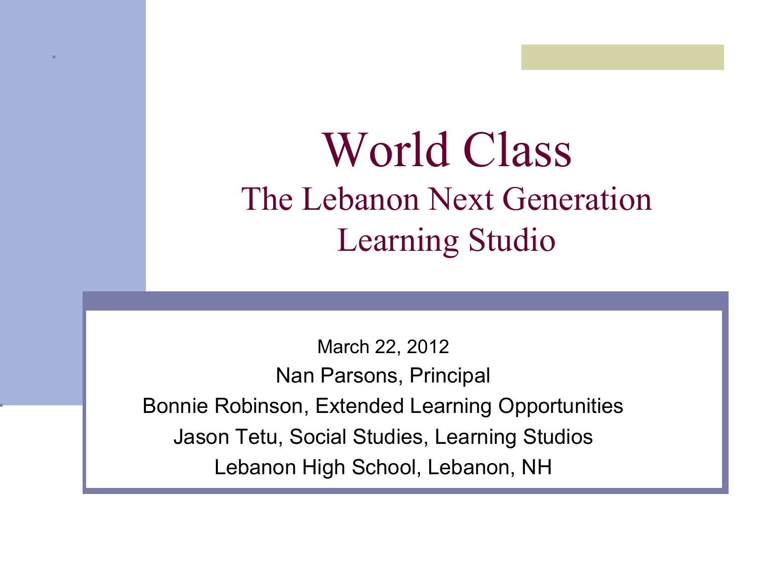# World Class

## The Lebanon Next Generation Learning Studio

March 22, 2012

Nan Parsons, Principal

Bonnie Robinson, Extended Learning Opportunities

Jason Tetu, Social Studies, Learning Studios

Lebanon High School, Lebanon, NH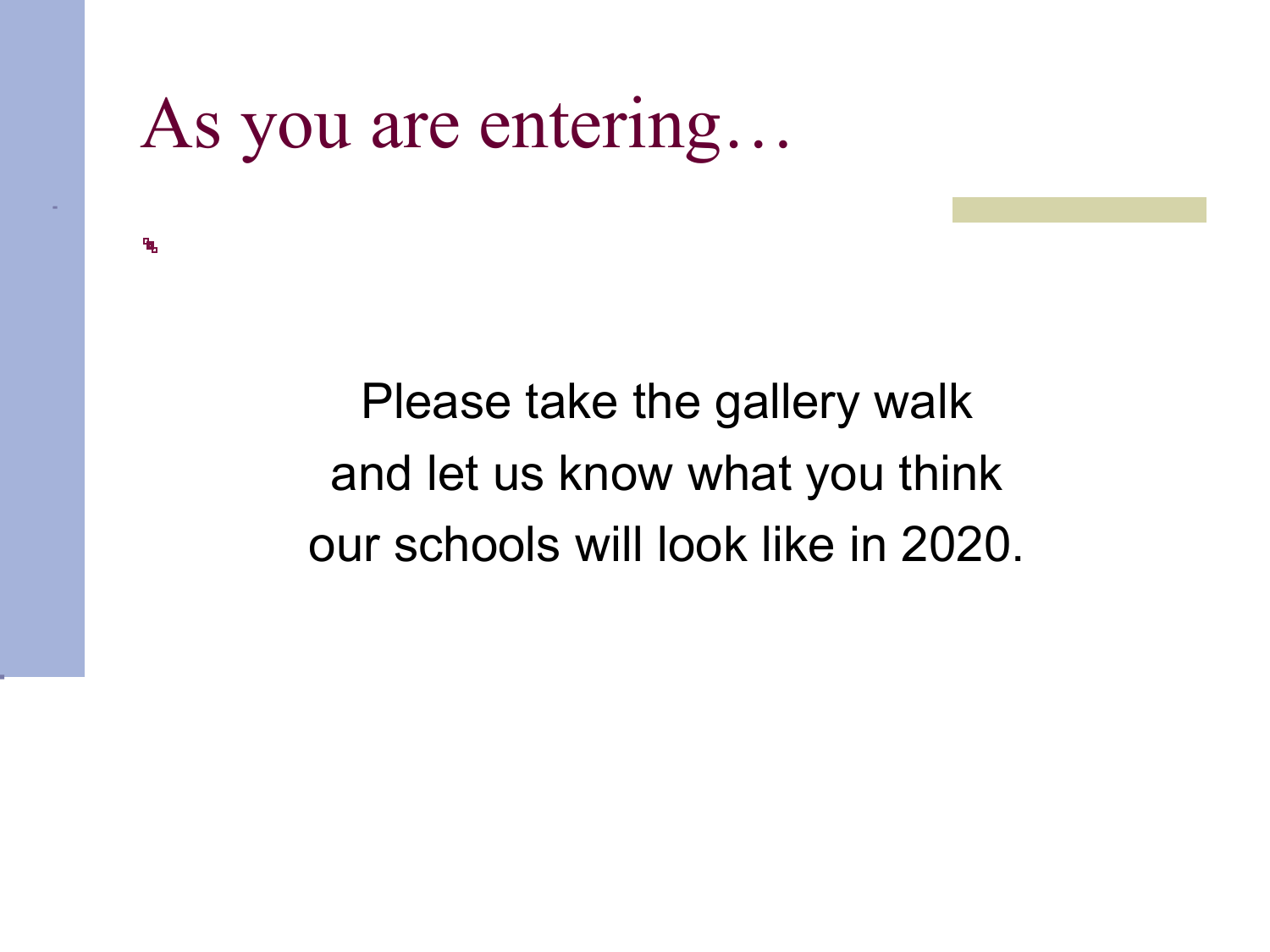# As you are entering…

Please take the gallery walk
and let us know what you think
our schools will look like in 2020.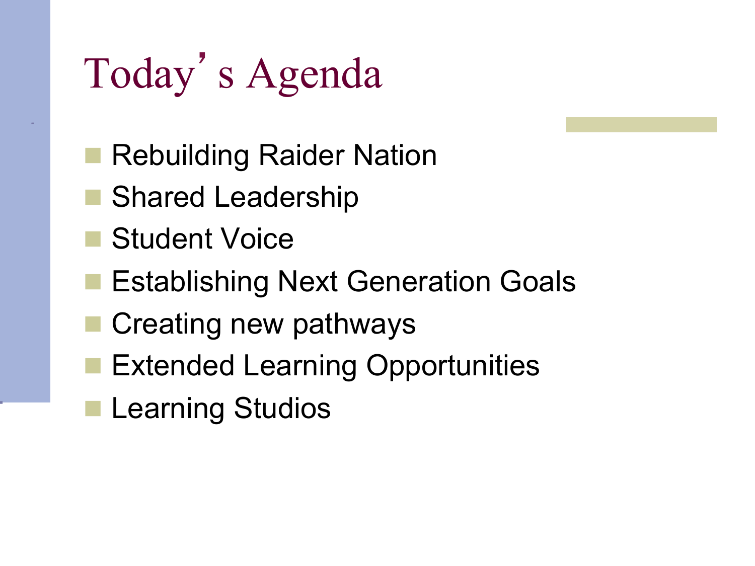# Today's Agenda

- Rebuilding Raider Nation
- Shared Leadership
- Student Voice
- Establishing Next Generation Goals
- Creating new pathways
- Extended Learning Opportunities
- Learning Studios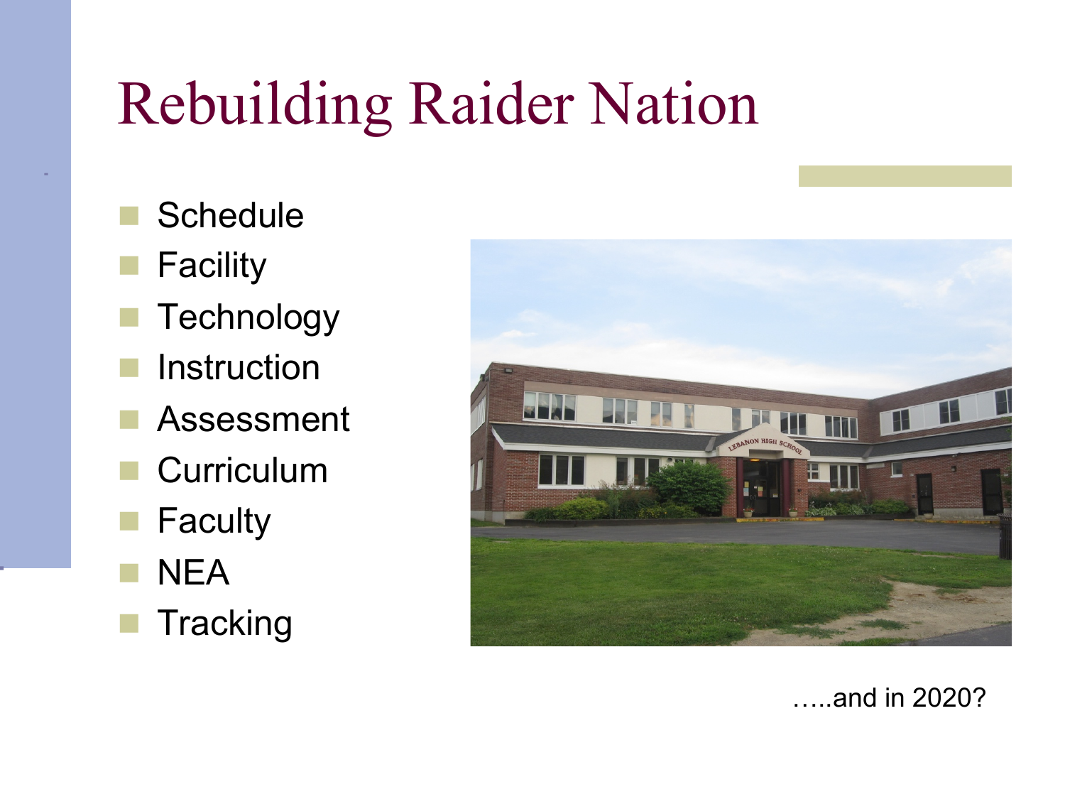# Rebuilding Raider Nation

- Schedule
- Facility
- Technology
- Instruction
- Assessment
- Curriculum
- Faculty
- NEA
- Tracking

…..and in 2020?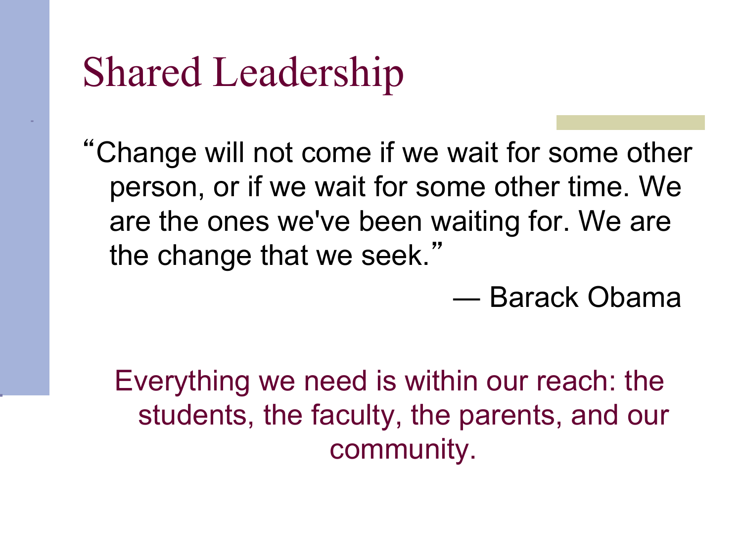# Shared Leadership

> "Change will not come if we wait for some other person, or if we wait for some other time. We are the ones we've been waiting for. We are the change that we seek."
>
> — Barack Obama

Everything we need is within our reach: the students, the faculty, the parents, and our community.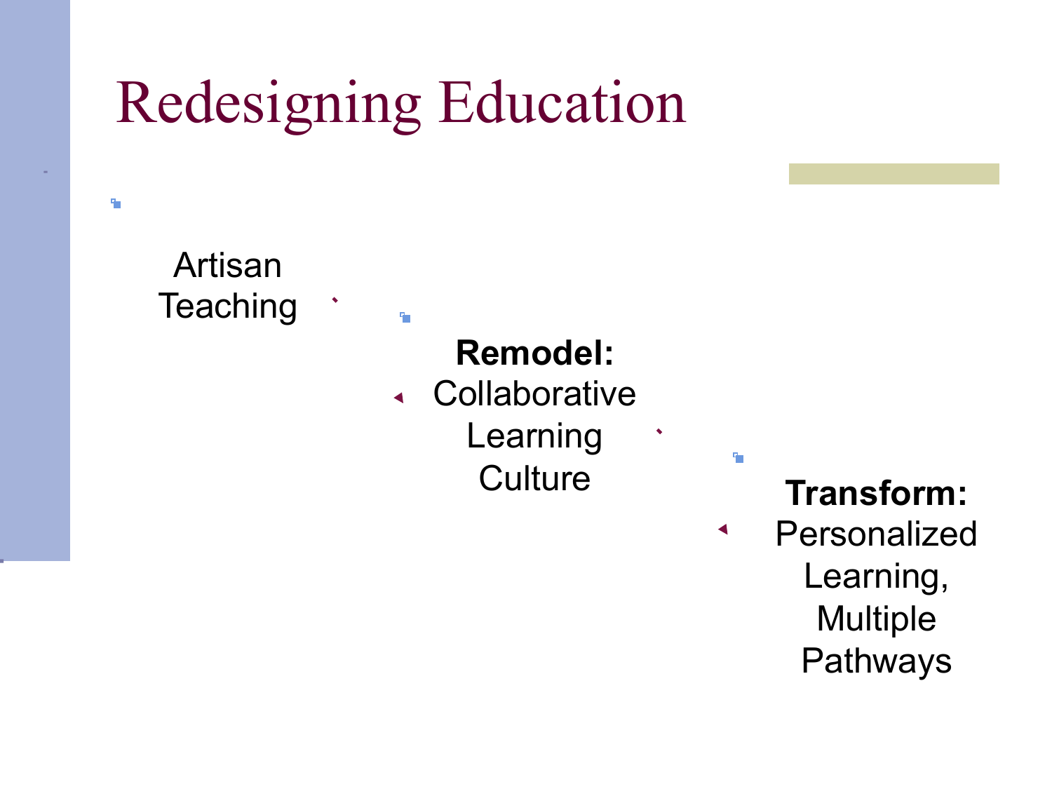# Redesigning Education

- Artisan Teaching
  - **Remodel:** Collaborative Learning Culture
    - **Transform:** Personalized Learning, Multiple Pathways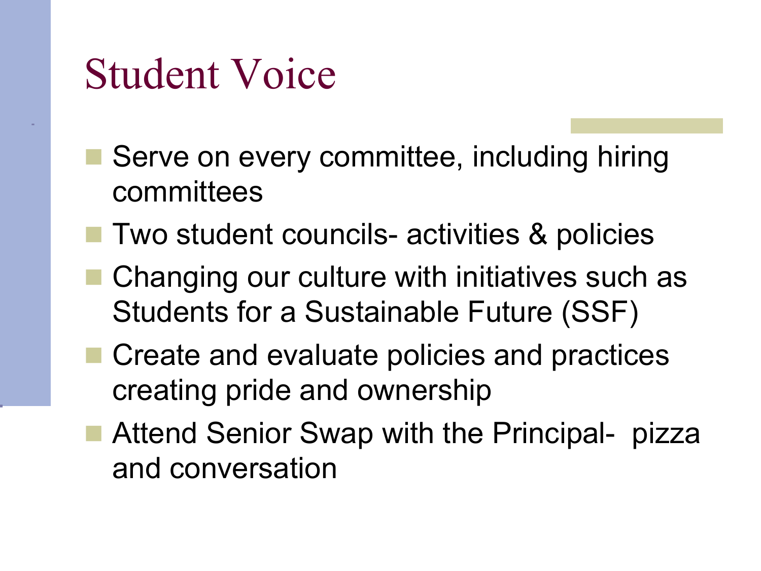# Student Voice

- Serve on every committee, including hiring committees
- Two student councils- activities & policies
- Changing our culture with initiatives such as Students for a Sustainable Future (SSF)
- Create and evaluate policies and practices creating pride and ownership
- Attend Senior Swap with the Principal- pizza and conversation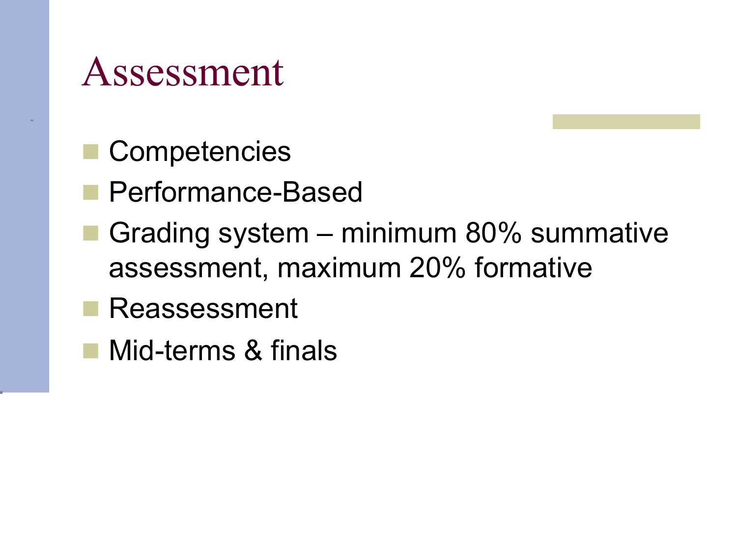# Assessment

- Competencies
- Performance-Based
- Grading system – minimum 80% summative assessment, maximum 20% formative
- Reassessment
- Mid-terms & finals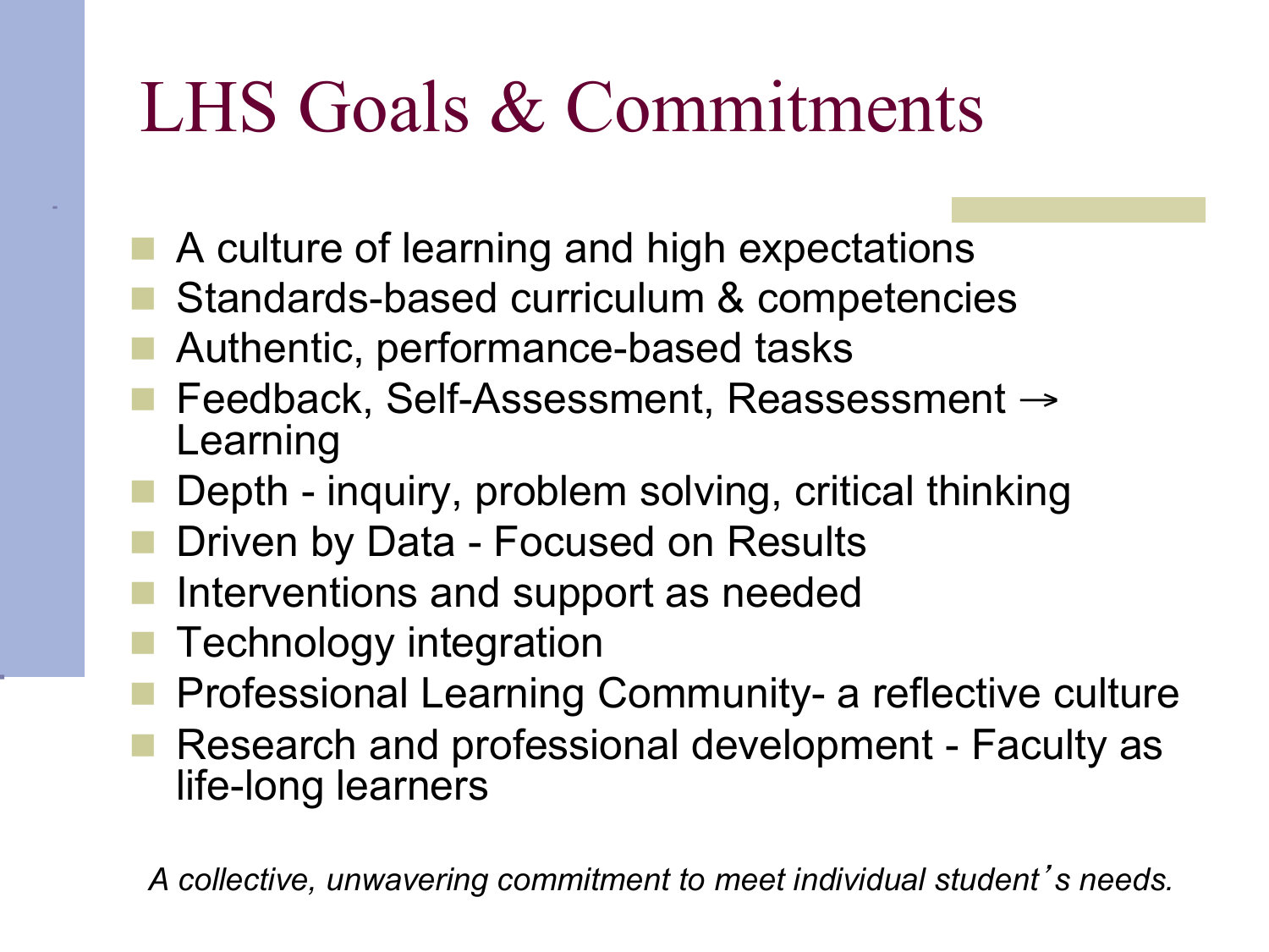# LHS Goals & Commitments

- A culture of learning and high expectations
- Standards-based curriculum & competencies
- Authentic, performance-based tasks
- Feedback, Self-Assessment, Reassessment → Learning
- Depth - inquiry, problem solving, critical thinking
- Driven by Data - Focused on Results
- Interventions and support as needed
- Technology integration
- Professional Learning Community- a reflective culture
- Research and professional development - Faculty as life-long learners

*A collective, unwavering commitment to meet individual student's needs.*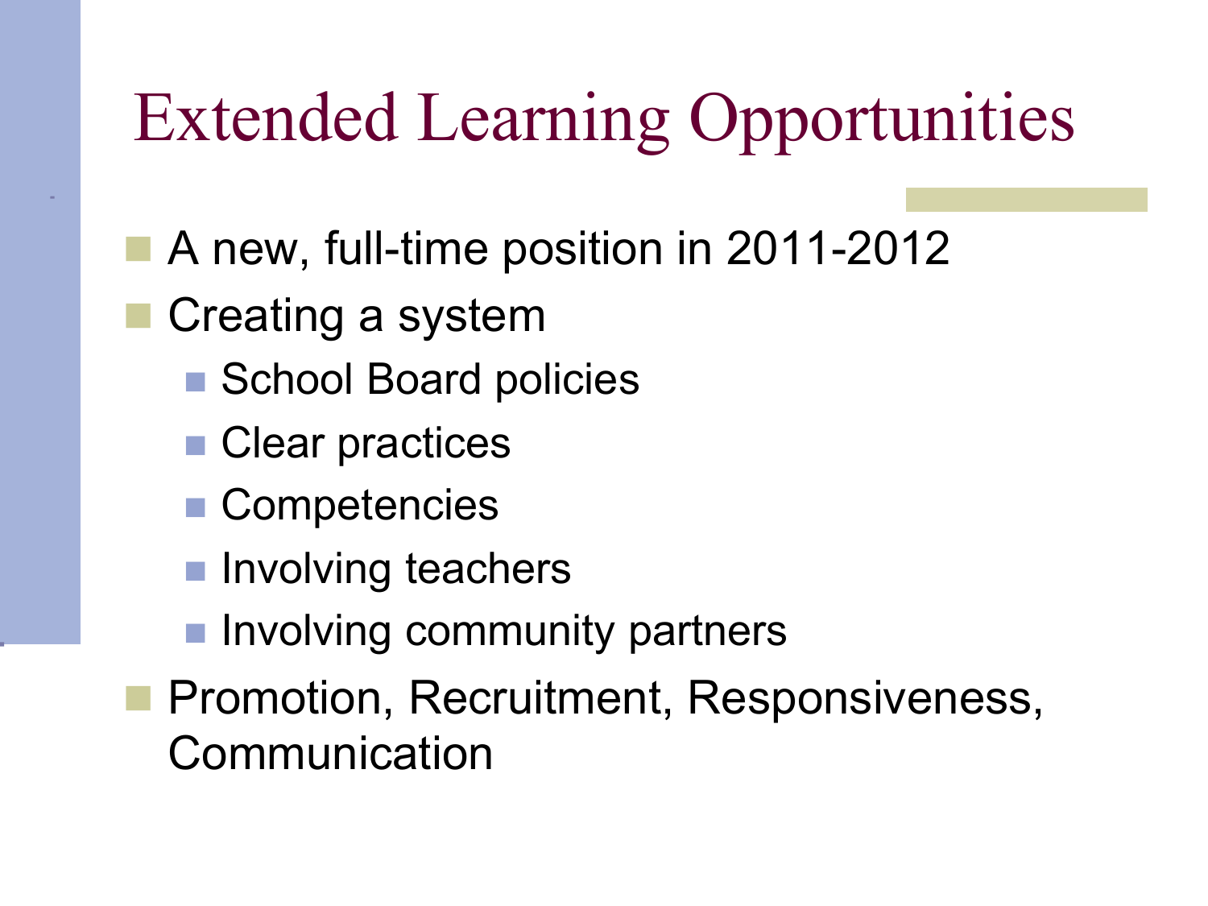# Extended Learning Opportunities

- A new, full-time position in 2011-2012
- Creating a system
  - School Board policies
  - Clear practices
  - Competencies
  - Involving teachers
  - Involving community partners
- Promotion, Recruitment, Responsiveness, Communication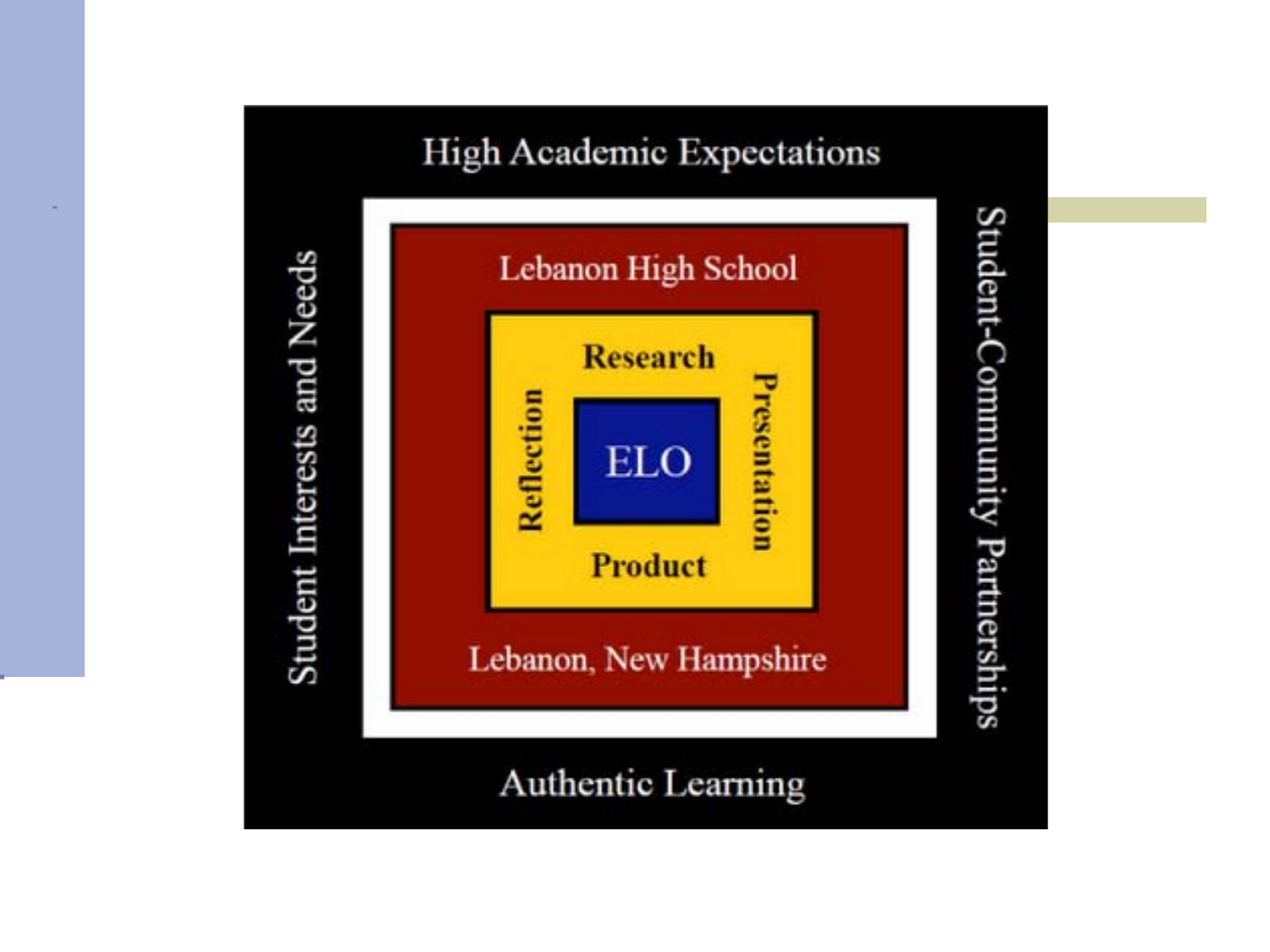High Academic Expectations

Student Interests and Needs

Student-Community Partnerships

Lebanon High School

Research

Reflection

ELO

Presentation

Product

Lebanon, New Hampshire

Authentic Learning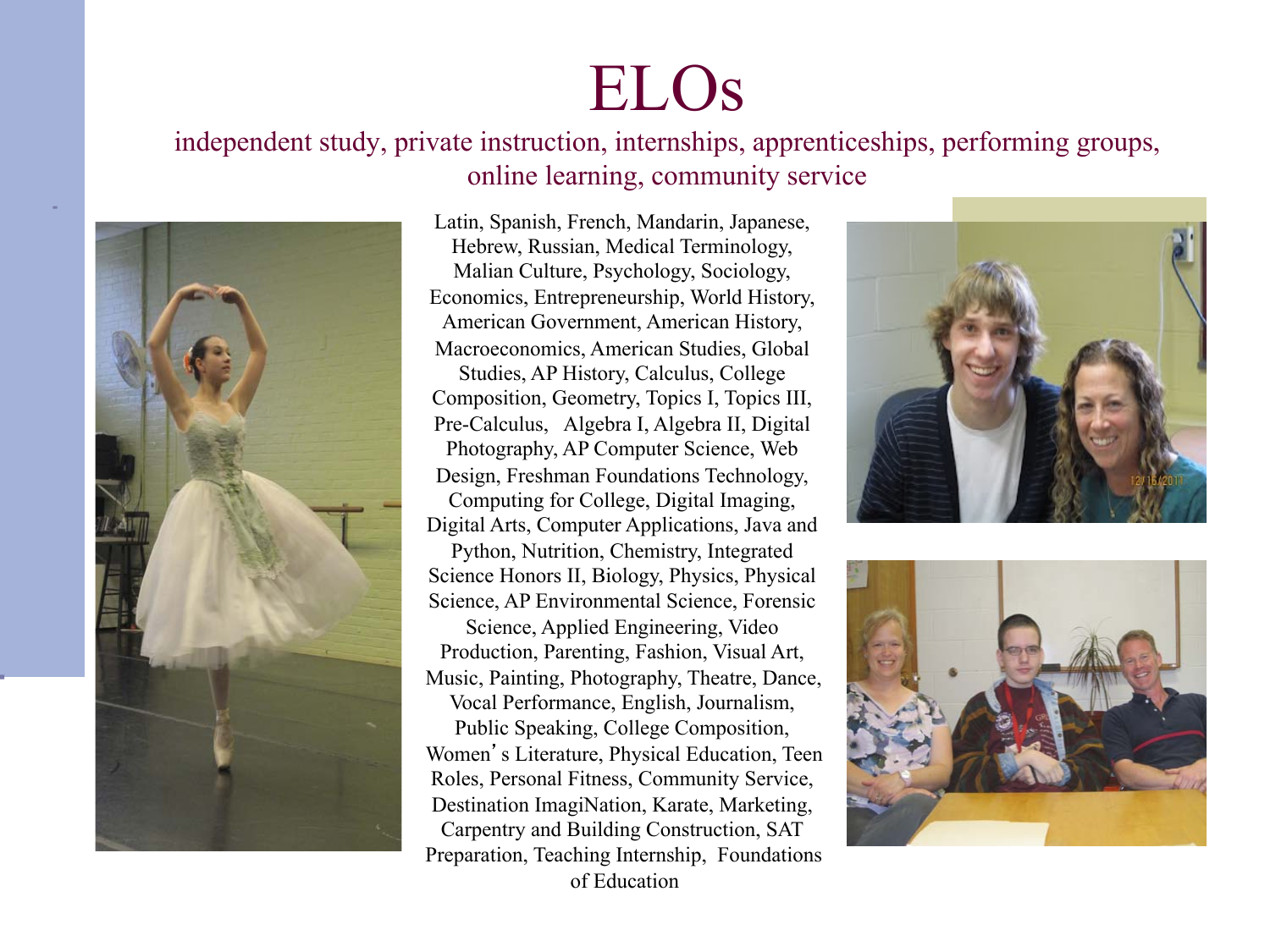# ELOs

independent study, private instruction, internships, apprenticeships, performing groups, online learning, community service

Latin, Spanish, French, Mandarin, Japanese, Hebrew, Russian, Medical Terminology, Malian Culture, Psychology, Sociology, Economics, Entrepreneurship, World History, American Government, American History, Macroeconomics, American Studies, Global Studies, AP History, Calculus, College Composition, Geometry, Topics I, Topics III, Pre-Calculus, Algebra I, Algebra II, Digital Photography, AP Computer Science, Web Design, Freshman Foundations Technology, Computing for College, Digital Imaging, Digital Arts, Computer Applications, Java and Python, Nutrition, Chemistry, Integrated Science Honors II, Biology, Physics, Physical Science, AP Environmental Science, Forensic Science, Applied Engineering, Video Production, Parenting, Fashion, Visual Art, Music, Painting, Photography, Theatre, Dance, Vocal Performance, English, Journalism, Public Speaking, College Composition, Women's Literature, Physical Education, Teen Roles, Personal Fitness, Community Service, Destination ImagiNation, Karate, Marketing, Carpentry and Building Construction, SAT Preparation, Teaching Internship, Foundations of Education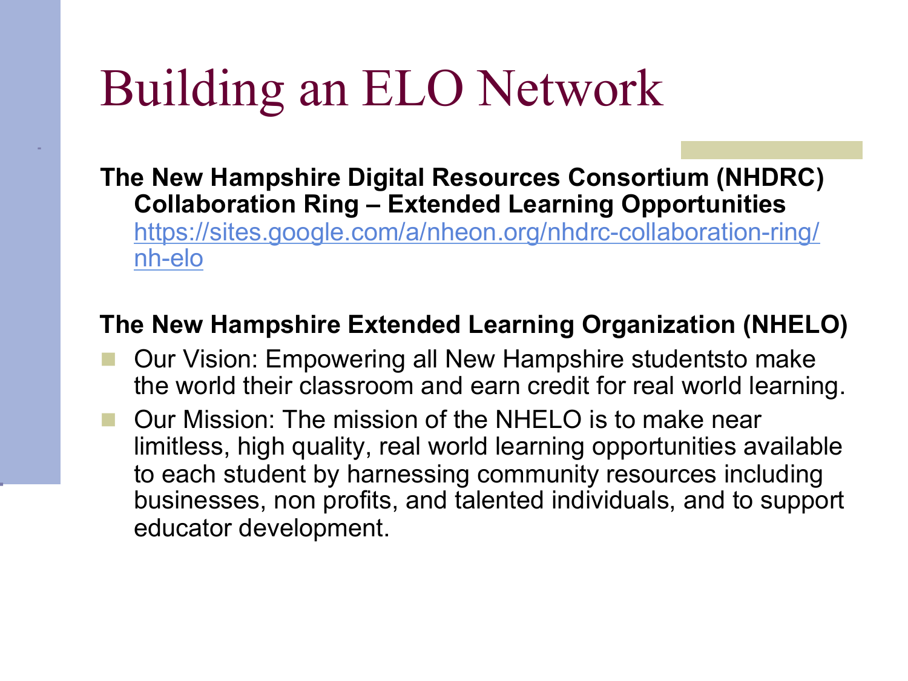# Building an ELO Network

**The New Hampshire Digital Resources Consortium (NHDRC) Collaboration Ring – Extended Learning Opportunities**
[https://sites.google.com/a/nheon.org/nhdrc-collaboration-ring/nh-elo](https://sites.google.com/a/nheon.org/nhdrc-collaboration-ring/nh-elo)

**The New Hampshire Extended Learning Organization (NHELO)**

- Our Vision: Empowering all New Hampshire studentsto make the world their classroom and earn credit for real world learning.
- Our Mission: The mission of the NHELO is to make near limitless, high quality, real world learning opportunities available to each student by harnessing community resources including businesses, non profits, and talented individuals, and to support educator development.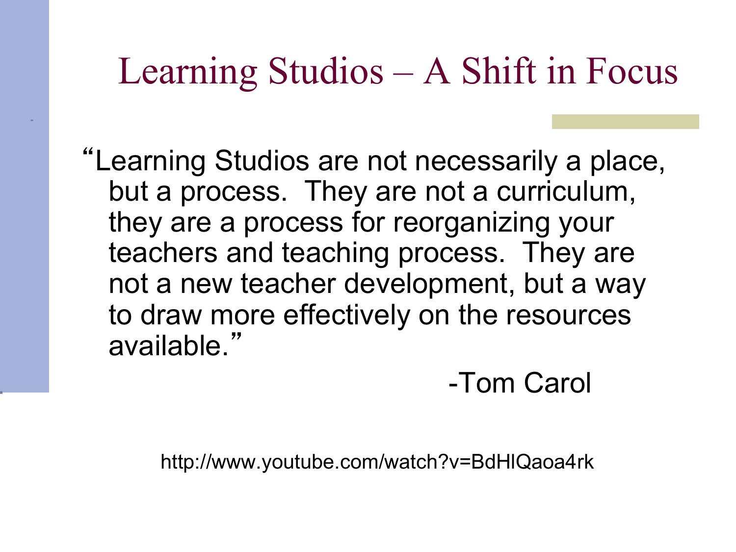# Learning Studios – A Shift in Focus

"Learning Studios are not necessarily a place, but a process. They are not a curriculum, they are a process for reorganizing your teachers and teaching process. They are not a new teacher development, but a way to draw more effectively on the resources available."

-Tom Carol

http://www.youtube.com/watch?v=BdHlQaoa4rk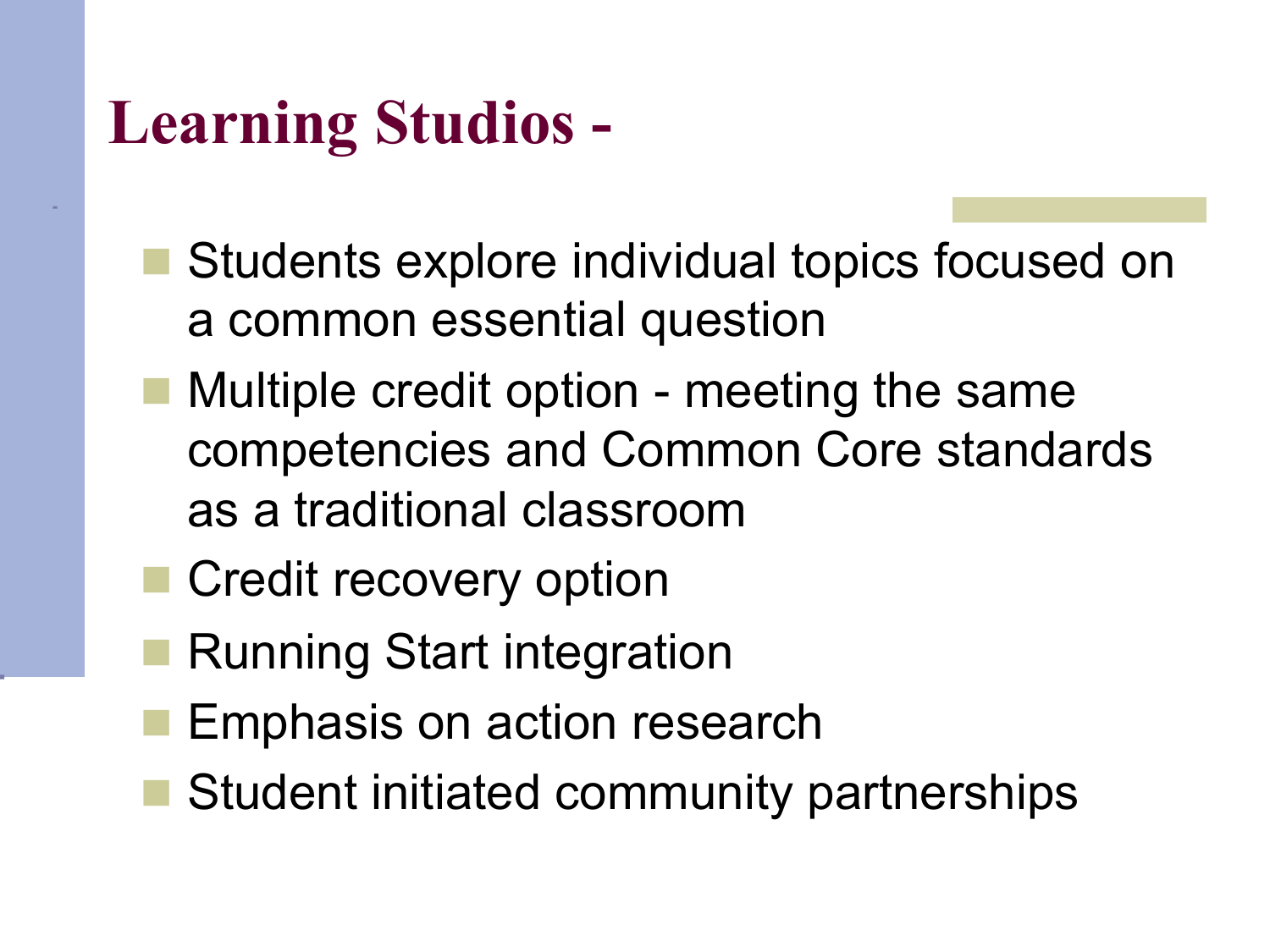# Learning Studios -

- Students explore individual topics focused on a common essential question
- Multiple credit option - meeting the same competencies and Common Core standards as a traditional classroom
- Credit recovery option
- Running Start integration
- Emphasis on action research
- Student initiated community partnerships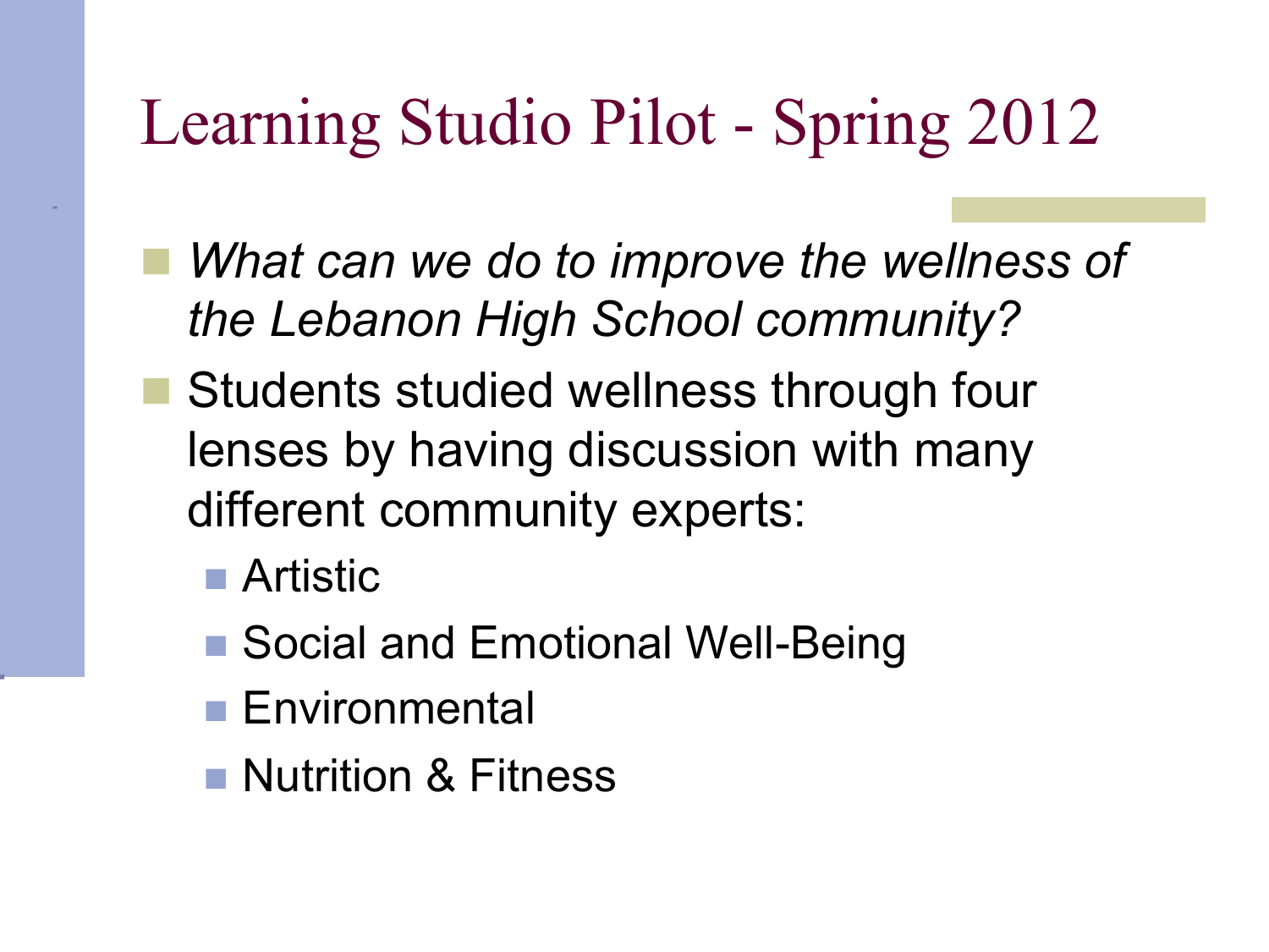# Learning Studio Pilot - Spring 2012

- *What can we do to improve the wellness of the Lebanon High School community?*
- Students studied wellness through four lenses by having discussion with many different community experts:
  - Artistic
  - Social and Emotional Well-Being
  - Environmental
  - Nutrition & Fitness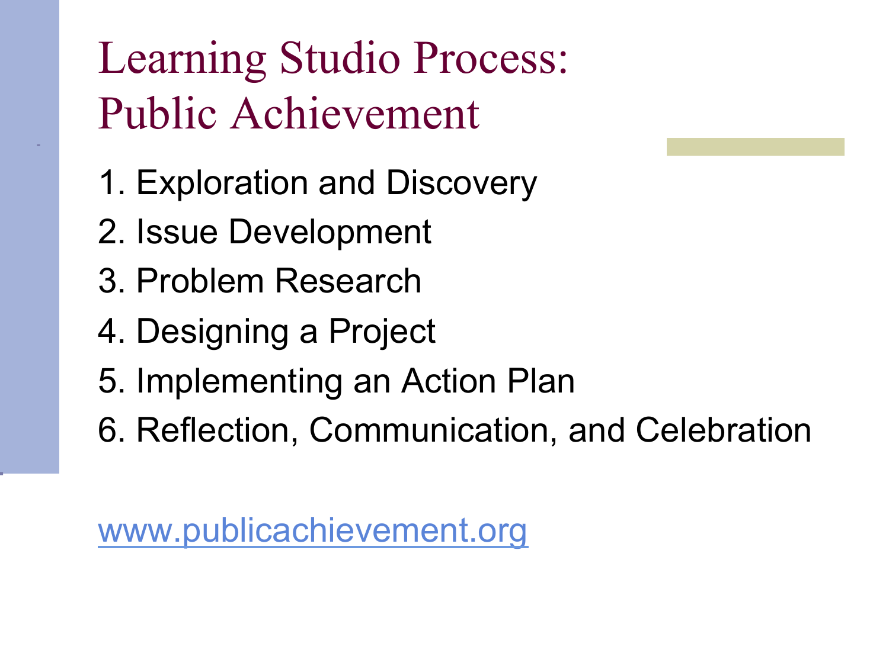# Learning Studio Process: Public Achievement

1. Exploration and Discovery
2. Issue Development
3. Problem Research
4. Designing a Project
5. Implementing an Action Plan
6. Reflection, Communication, and Celebration

www.publicachievement.org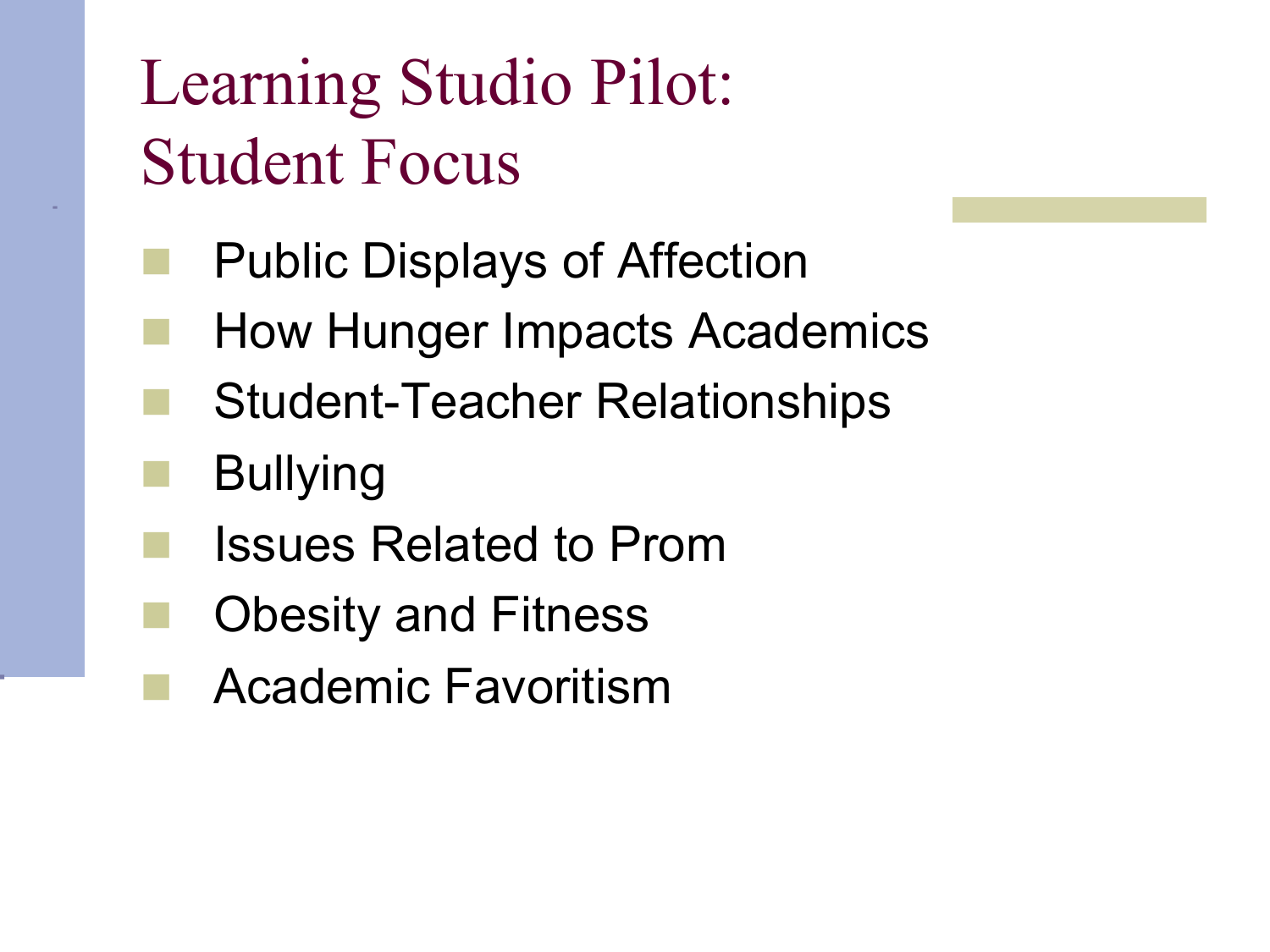# Learning Studio Pilot: Student Focus

- Public Displays of Affection
- How Hunger Impacts Academics
- Student-Teacher Relationships
- Bullying
- Issues Related to Prom
- Obesity and Fitness
- Academic Favoritism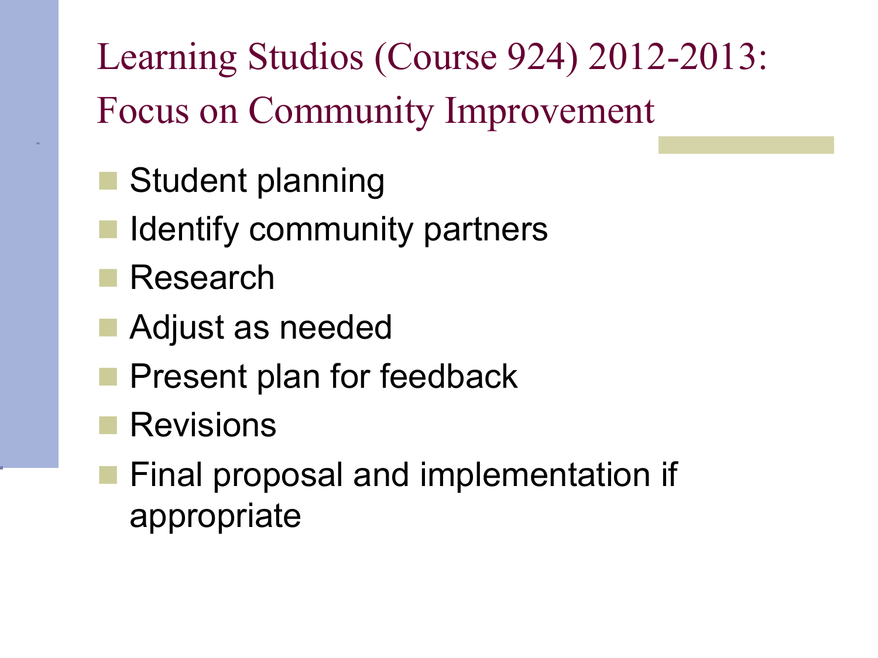# Learning Studios (Course 924) 2012-2013: Focus on Community Improvement

- Student planning
- Identify community partners
- Research
- Adjust as needed
- Present plan for feedback
- Revisions
- Final proposal and implementation if appropriate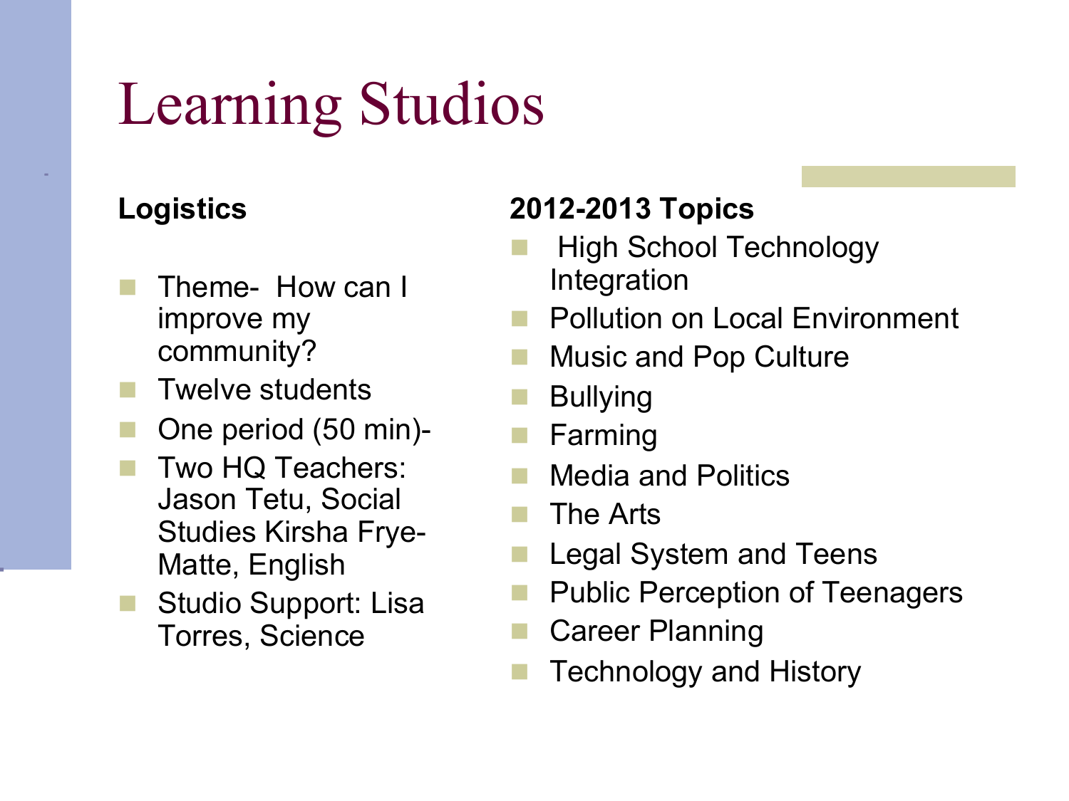# Learning Studios

**Logistics**

- Theme- How can I improve my community?
- Twelve students
- One period (50 min)-
- Two HQ Teachers: Jason Tetu, Social Studies Kirsha Frye-Matte, English
- Studio Support: Lisa Torres, Science

**2012-2013 Topics**

- High School Technology Integration
- Pollution on Local Environment
- Music and Pop Culture
- Bullying
- Farming
- Media and Politics
- The Arts
- Legal System and Teens
- Public Perception of Teenagers
- Career Planning
- Technology and History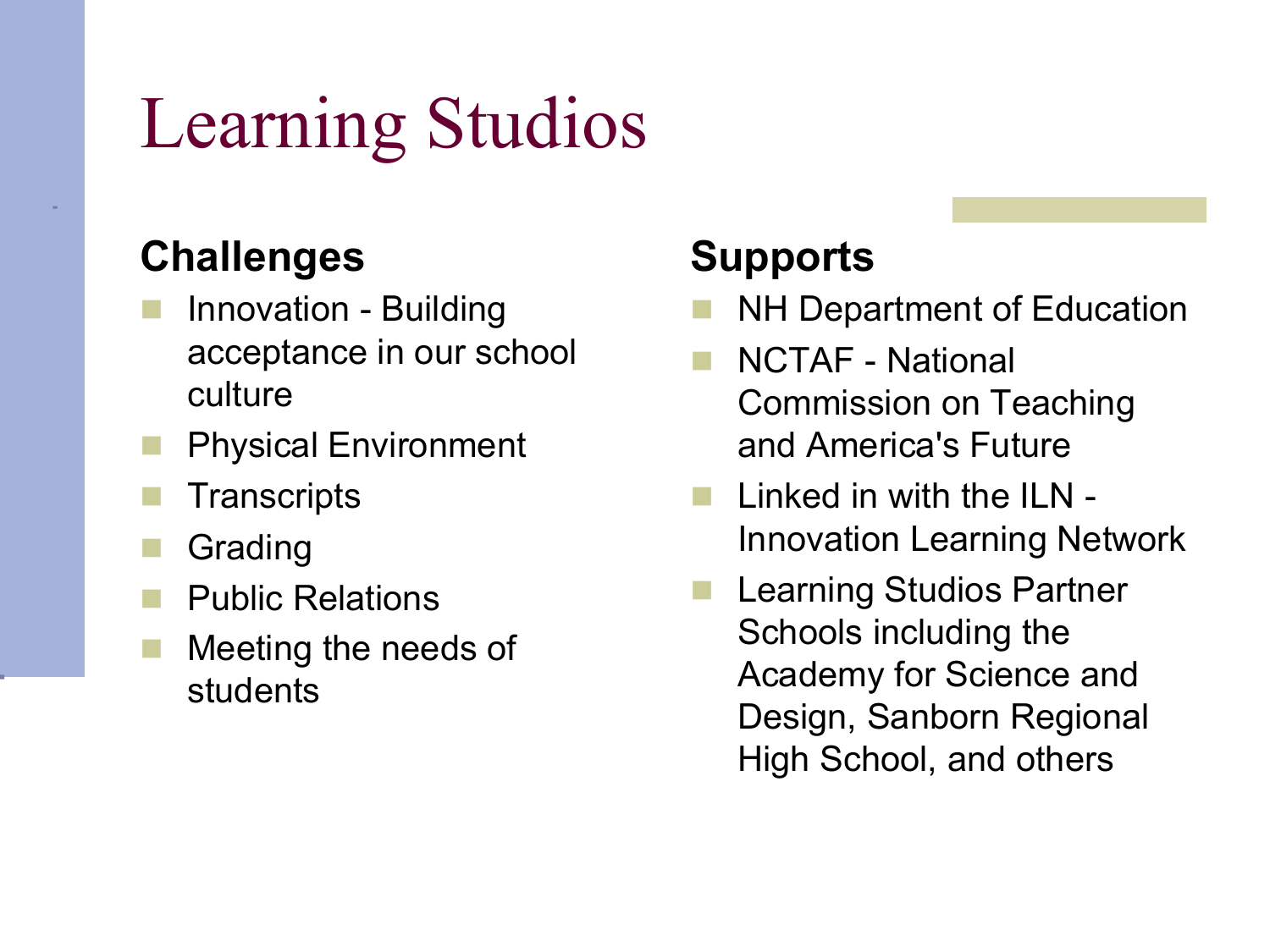# Learning Studios

### Challenges

- Innovation - Building acceptance in our school culture
- Physical Environment
- Transcripts
- Grading
- Public Relations
- Meeting the needs of students

### Supports

- NH Department of Education
- NCTAF - National Commission on Teaching and America's Future
- Linked in with the ILN - Innovation Learning Network
- Learning Studios Partner Schools including the Academy for Science and Design, Sanborn Regional High School, and others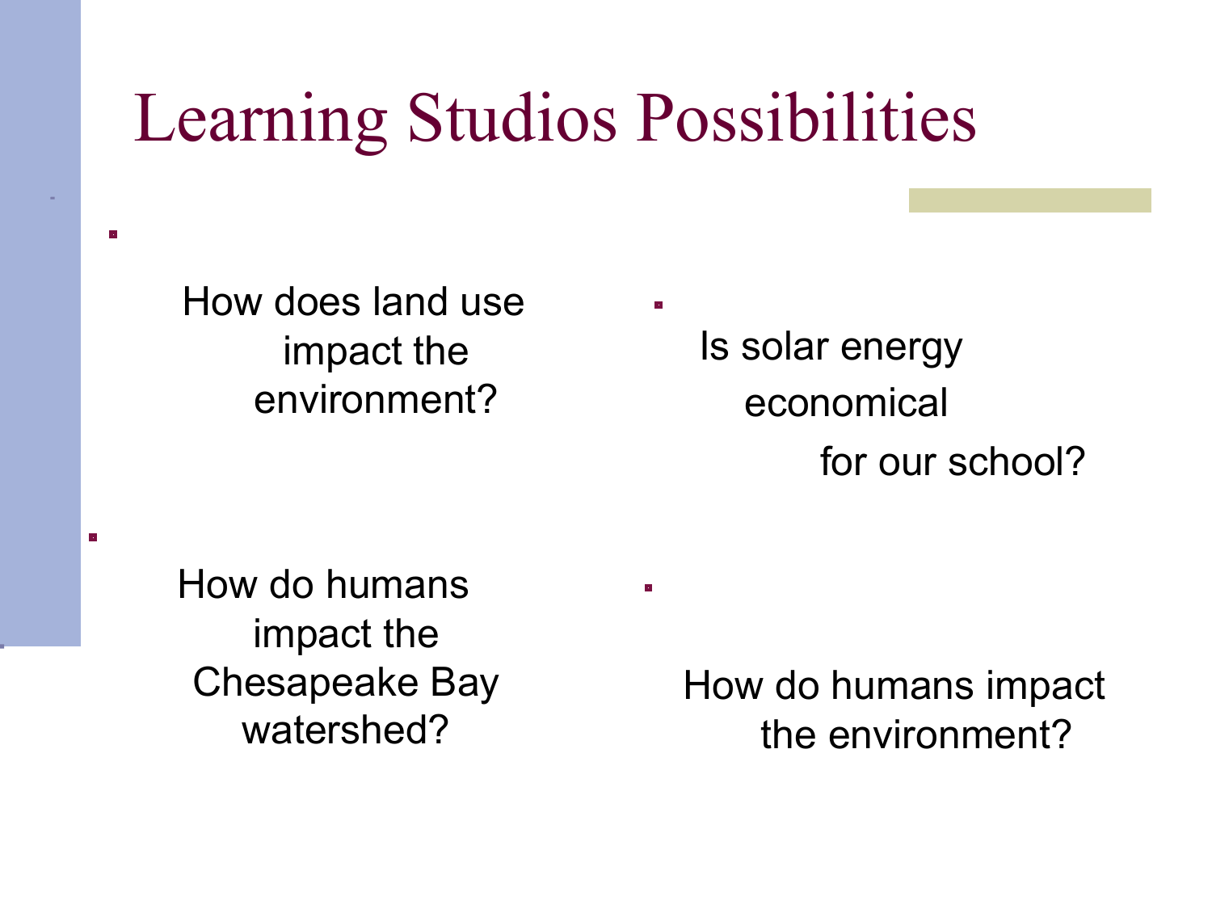# Learning Studios Possibilities

- How does land use impact the environment?
- Is solar energy economical for our school?
- How do humans impact the Chesapeake Bay watershed?
- How do humans impact the environment?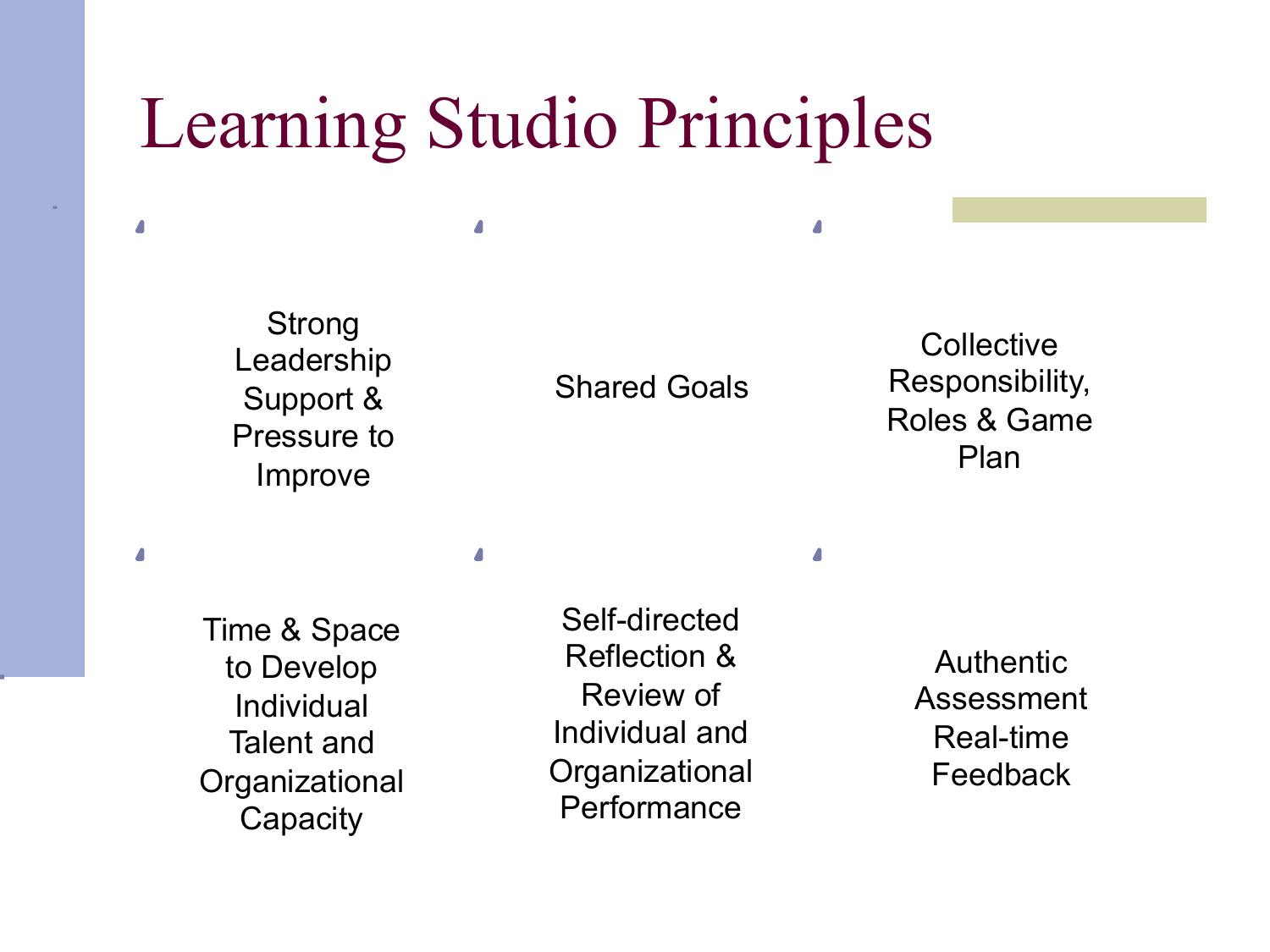# Learning Studio Principles

- Strong Leadership Support & Pressure to Improve
- Shared Goals
- Collective Responsibility, Roles & Game Plan
- Time & Space to Develop Individual Talent and Organizational Capacity
- Self-directed Reflection & Review of Individual and Organizational Performance
- Authentic Assessment Real-time Feedback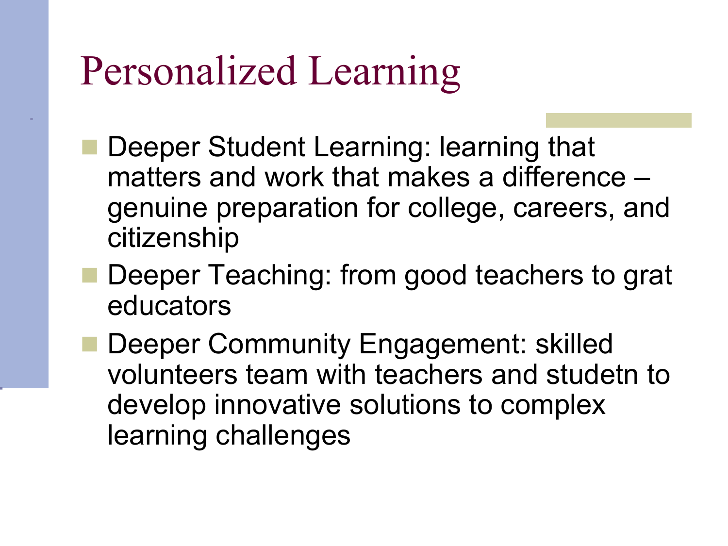# Personalized Learning

- Deeper Student Learning: learning that matters and work that makes a difference – genuine preparation for college, careers, and citizenship
- Deeper Teaching: from good teachers to grat educators
- Deeper Community Engagement: skilled volunteers team with teachers and studetn to develop innovative solutions to complex learning challenges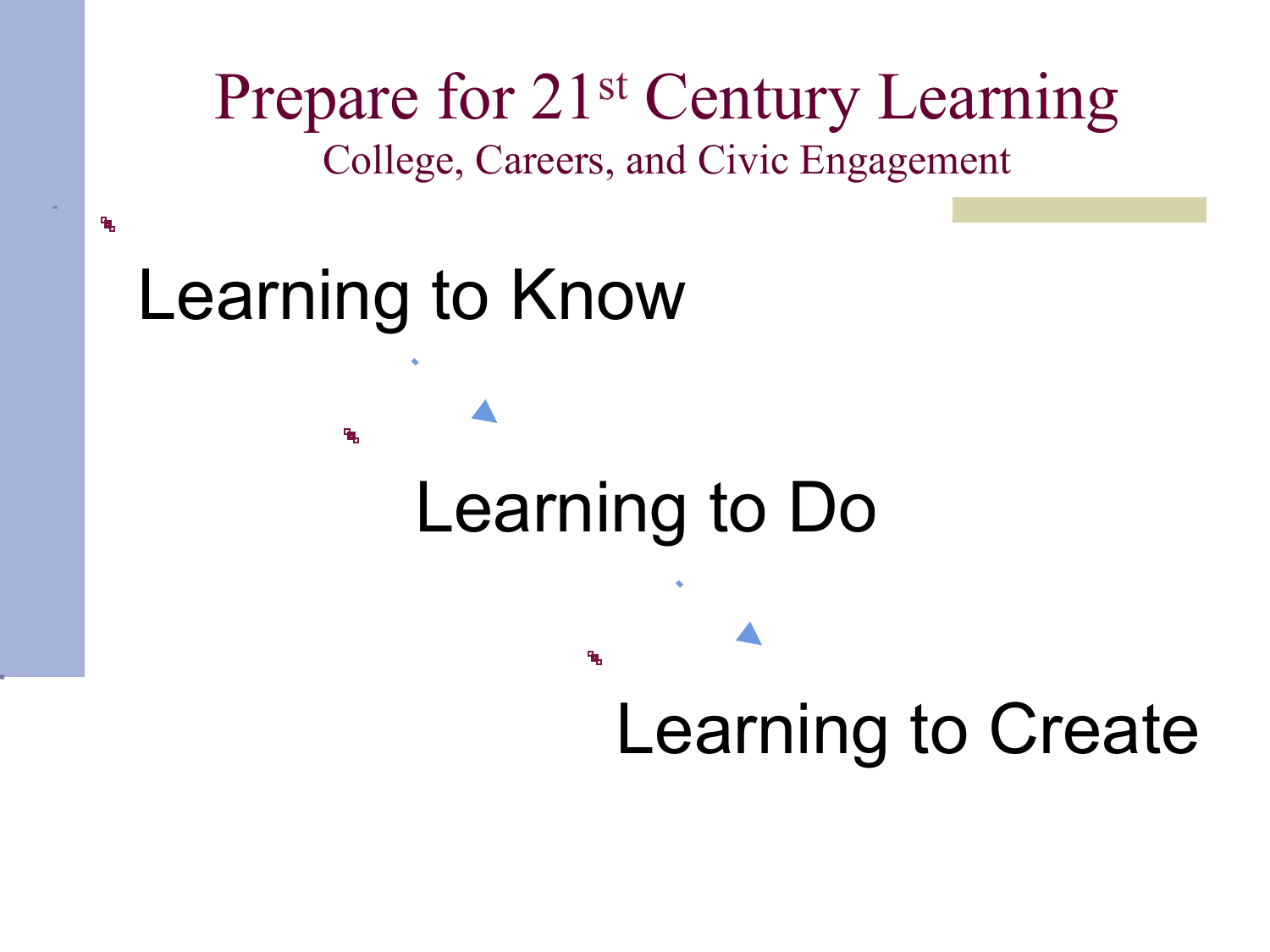# Prepare for 21st Century Learning

## College, Careers, and Civic Engagement

- Learning to Know
- Learning to Do
- Learning to Create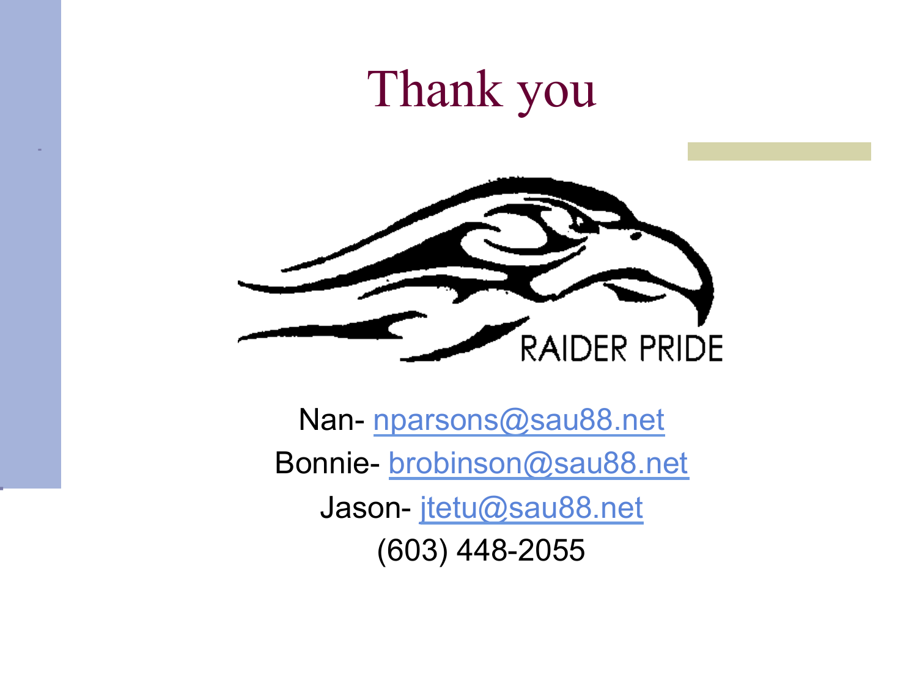# Thank you

RAIDER PRIDE

Nan- nparsons@sau88.net

Bonnie- brobinson@sau88.net

Jason- jtetu@sau88.net

(603) 448-2055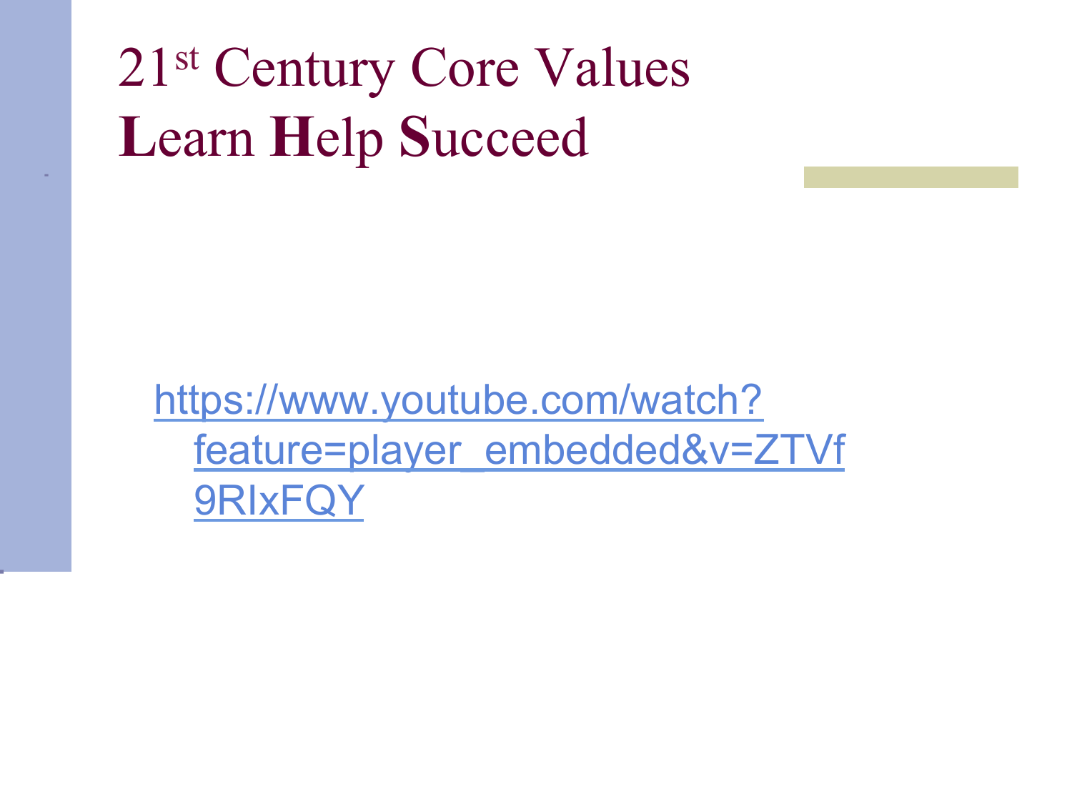# 21st Century Core Values
# **L**earn **H**elp **S**ucceed

https://www.youtube.com/watch?feature=player_embedded&v=ZTVf9RIxFQY